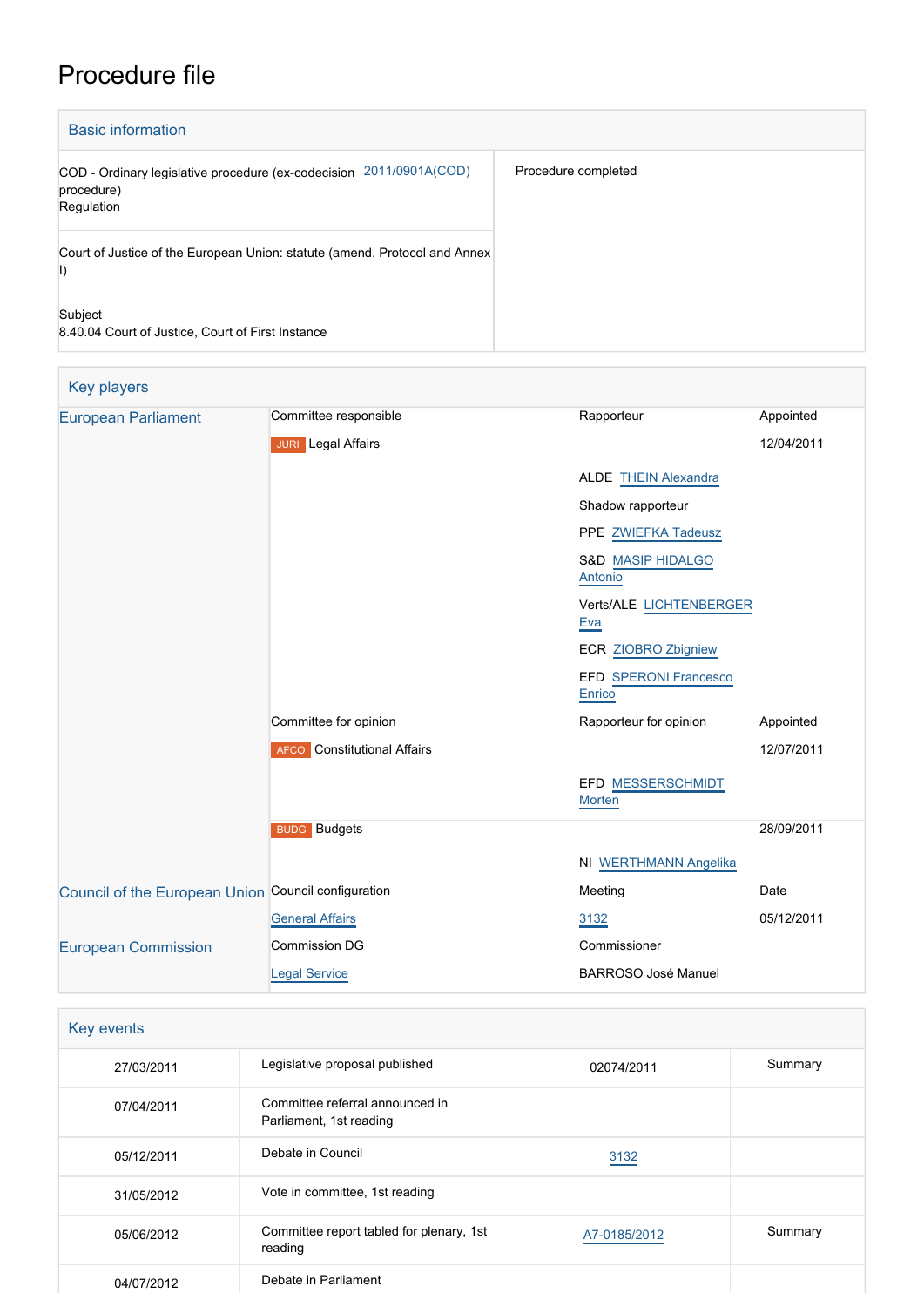# Procedure file

## Basic information

| | |
|---|---|
| COD - Ordinary legislative procedure (ex-codecision procedure) 2011/0901A(COD)<br>Regulation | Procedure completed |
| Court of Justice of the European Union: statute (amend. Protocol and Annex I)<br><br>Subject<br>8.40.04 Court of Justice, Court of First Instance | |

## Key players

| | | | |
|---|---|---|---|
| European Parliament | Committee responsible | Rapporteur | Appointed |
| | JURI Legal Affairs | | 12/04/2011 |
| | | ALDE THEIN Alexandra | |
| | | Shadow rapporteur | |
| | | PPE ZWIEFKA Tadeusz | |
| | | S&D MASIP HIDALGO Antonio | |
| | | Verts/ALE LICHTENBERGER Eva | |
| | | ECR ZIOBRO Zbigniew | |
| | | EFD SPERONI Francesco Enrico | |
| | Committee for opinion | Rapporteur for opinion | Appointed |
| | AFCO Constitutional Affairs | | 12/07/2011 |
| | | EFD MESSERSCHMIDT Morten | |
| | BUDG Budgets | | 28/09/2011 |
| | | NI WERTHMANN Angelika | |
| Council of the European Union | Council configuration | Meeting | Date |
| | General Affairs | 3132 | 05/12/2011 |
| European Commission | Commission DG | Commissioner | |
| | Legal Service | BARROSO José Manuel | |

## Key events

| | | | |
|---|---|---|---|
| 27/03/2011 | Legislative proposal published | 02074/2011 | Summary |
| 07/04/2011 | Committee referral announced in Parliament, 1st reading | | |
| 05/12/2011 | Debate in Council | 3132 | |
| 31/05/2012 | Vote in committee, 1st reading | | |
| 05/06/2012 | Committee report tabled for plenary, 1st reading | A7-0185/2012 | Summary |
| 04/07/2012 | Debate in Parliament | | |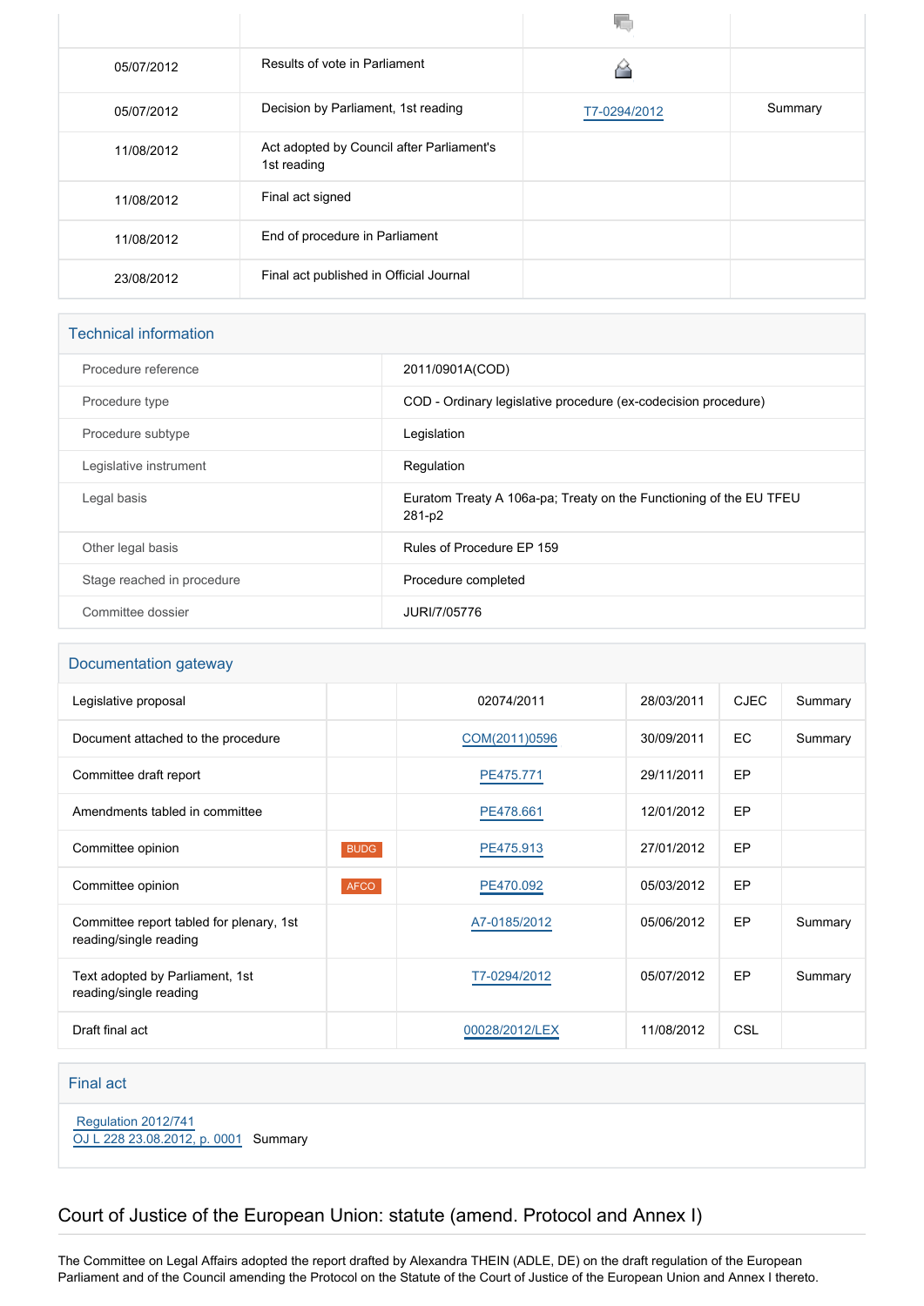| | | | |
|---|---|---|---|
| | | | |
| 05/07/2012 | Results of vote in Parliament | | |
| 05/07/2012 | Decision by Parliament, 1st reading | T7-0294/2012 | Summary |
| 11/08/2012 | Act adopted by Council after Parliament's 1st reading | | |
| 11/08/2012 | Final act signed | | |
| 11/08/2012 | End of procedure in Parliament | | |
| 23/08/2012 | Final act published in Official Journal | | |

## Technical information

| | |
|---|---|
| Procedure reference | 2011/0901A(COD) |
| Procedure type | COD - Ordinary legislative procedure (ex-codecision procedure) |
| Procedure subtype | Legislation |
| Legislative instrument | Regulation |
| Legal basis | Euratom Treaty A 106a-pa; Treaty on the Functioning of the EU TFEU 281-p2 |
| Other legal basis | Rules of Procedure EP 159 |
| Stage reached in procedure | Procedure completed |
| Committee dossier | JURI/7/05776 |

## Documentation gateway

| | | | | | |
|---|---|---|---|---|---|
| Legislative proposal | | 02074/2011 | 28/03/2011 | CJEC | Summary |
| Document attached to the procedure | | COM(2011)0596 | 30/09/2011 | EC | Summary |
| Committee draft report | | PE475.771 | 29/11/2011 | EP | |
| Amendments tabled in committee | | PE478.661 | 12/01/2012 | EP | |
| Committee opinion | BUDG | PE475.913 | 27/01/2012 | EP | |
| Committee opinion | AFCO | PE470.092 | 05/03/2012 | EP | |
| Committee report tabled for plenary, 1st reading/single reading | | A7-0185/2012 | 05/06/2012 | EP | Summary |
| Text adopted by Parliament, 1st reading/single reading | | T7-0294/2012 | 05/07/2012 | EP | Summary |
| Draft final act | | 00028/2012/LEX | 11/08/2012 | CSL | |

## Final act

Regulation 2012/741
OJ L 228 23.08.2012, p. 0001 Summary

# Court of Justice of the European Union: statute (amend. Protocol and Annex I)

The Committee on Legal Affairs adopted the report drafted by Alexandra THEIN (ADLE, DE) on the draft regulation of the European Parliament and of the Council amending the Protocol on the Statute of the Court of Justice of the European Union and Annex I thereto.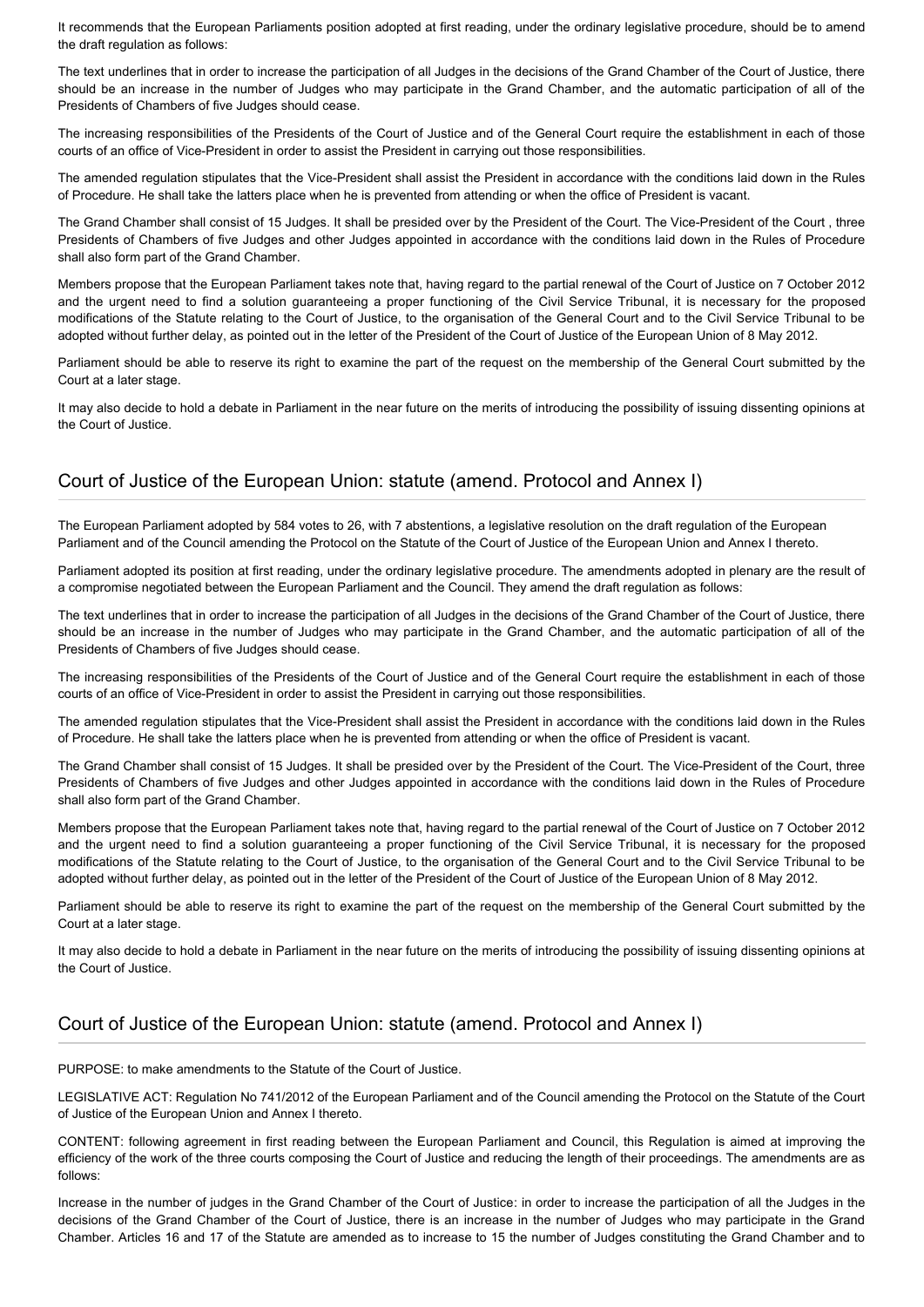It recommends that the European Parliaments position adopted at first reading, under the ordinary legislative procedure, should be to amend the draft regulation as follows:

The text underlines that in order to increase the participation of all Judges in the decisions of the Grand Chamber of the Court of Justice, there should be an increase in the number of Judges who may participate in the Grand Chamber, and the automatic participation of all of the Presidents of Chambers of five Judges should cease.

The increasing responsibilities of the Presidents of the Court of Justice and of the General Court require the establishment in each of those courts of an office of Vice-President in order to assist the President in carrying out those responsibilities.

The amended regulation stipulates that the Vice-President shall assist the President in accordance with the conditions laid down in the Rules of Procedure. He shall take the latters place when he is prevented from attending or when the office of President is vacant.

The Grand Chamber shall consist of 15 Judges. It shall be presided over by the President of the Court. The Vice-President of the Court , three Presidents of Chambers of five Judges and other Judges appointed in accordance with the conditions laid down in the Rules of Procedure shall also form part of the Grand Chamber.

Members propose that the European Parliament takes note that, having regard to the partial renewal of the Court of Justice on 7 October 2012 and the urgent need to find a solution guaranteeing a proper functioning of the Civil Service Tribunal, it is necessary for the proposed modifications of the Statute relating to the Court of Justice, to the organisation of the General Court and to the Civil Service Tribunal to be adopted without further delay, as pointed out in the letter of the President of the Court of Justice of the European Union of 8 May 2012.

Parliament should be able to reserve its right to examine the part of the request on the membership of the General Court submitted by the Court at a later stage.

It may also decide to hold a debate in Parliament in the near future on the merits of introducing the possibility of issuing dissenting opinions at the Court of Justice.

## Court of Justice of the European Union: statute (amend. Protocol and Annex I)

The European Parliament adopted by 584 votes to 26, with 7 abstentions, a legislative resolution on the draft regulation of the European Parliament and of the Council amending the Protocol on the Statute of the Court of Justice of the European Union and Annex I thereto.

Parliament adopted its position at first reading, under the ordinary legislative procedure. The amendments adopted in plenary are the result of a compromise negotiated between the European Parliament and the Council. They amend the draft regulation as follows:

The text underlines that in order to increase the participation of all Judges in the decisions of the Grand Chamber of the Court of Justice, there should be an increase in the number of Judges who may participate in the Grand Chamber, and the automatic participation of all of the Presidents of Chambers of five Judges should cease.

The increasing responsibilities of the Presidents of the Court of Justice and of the General Court require the establishment in each of those courts of an office of Vice-President in order to assist the President in carrying out those responsibilities.

The amended regulation stipulates that the Vice-President shall assist the President in accordance with the conditions laid down in the Rules of Procedure. He shall take the latters place when he is prevented from attending or when the office of President is vacant.

The Grand Chamber shall consist of 15 Judges. It shall be presided over by the President of the Court. The Vice-President of the Court, three Presidents of Chambers of five Judges and other Judges appointed in accordance with the conditions laid down in the Rules of Procedure shall also form part of the Grand Chamber.

Members propose that the European Parliament takes note that, having regard to the partial renewal of the Court of Justice on 7 October 2012 and the urgent need to find a solution guaranteeing a proper functioning of the Civil Service Tribunal, it is necessary for the proposed modifications of the Statute relating to the Court of Justice, to the organisation of the General Court and to the Civil Service Tribunal to be adopted without further delay, as pointed out in the letter of the President of the Court of Justice of the European Union of 8 May 2012.

Parliament should be able to reserve its right to examine the part of the request on the membership of the General Court submitted by the Court at a later stage.

It may also decide to hold a debate in Parliament in the near future on the merits of introducing the possibility of issuing dissenting opinions at the Court of Justice.

## Court of Justice of the European Union: statute (amend. Protocol and Annex I)

PURPOSE: to make amendments to the Statute of the Court of Justice.

LEGISLATIVE ACT: Regulation No 741/2012 of the European Parliament and of the Council amending the Protocol on the Statute of the Court of Justice of the European Union and Annex I thereto.

CONTENT: following agreement in first reading between the European Parliament and Council, this Regulation is aimed at improving the efficiency of the work of the three courts composing the Court of Justice and reducing the length of their proceedings. The amendments are as follows:

Increase in the number of judges in the Grand Chamber of the Court of Justice: in order to increase the participation of all the Judges in the decisions of the Grand Chamber of the Court of Justice, there is an increase in the number of Judges who may participate in the Grand Chamber. Articles 16 and 17 of the Statute are amended as to increase to 15 the number of Judges constituting the Grand Chamber and to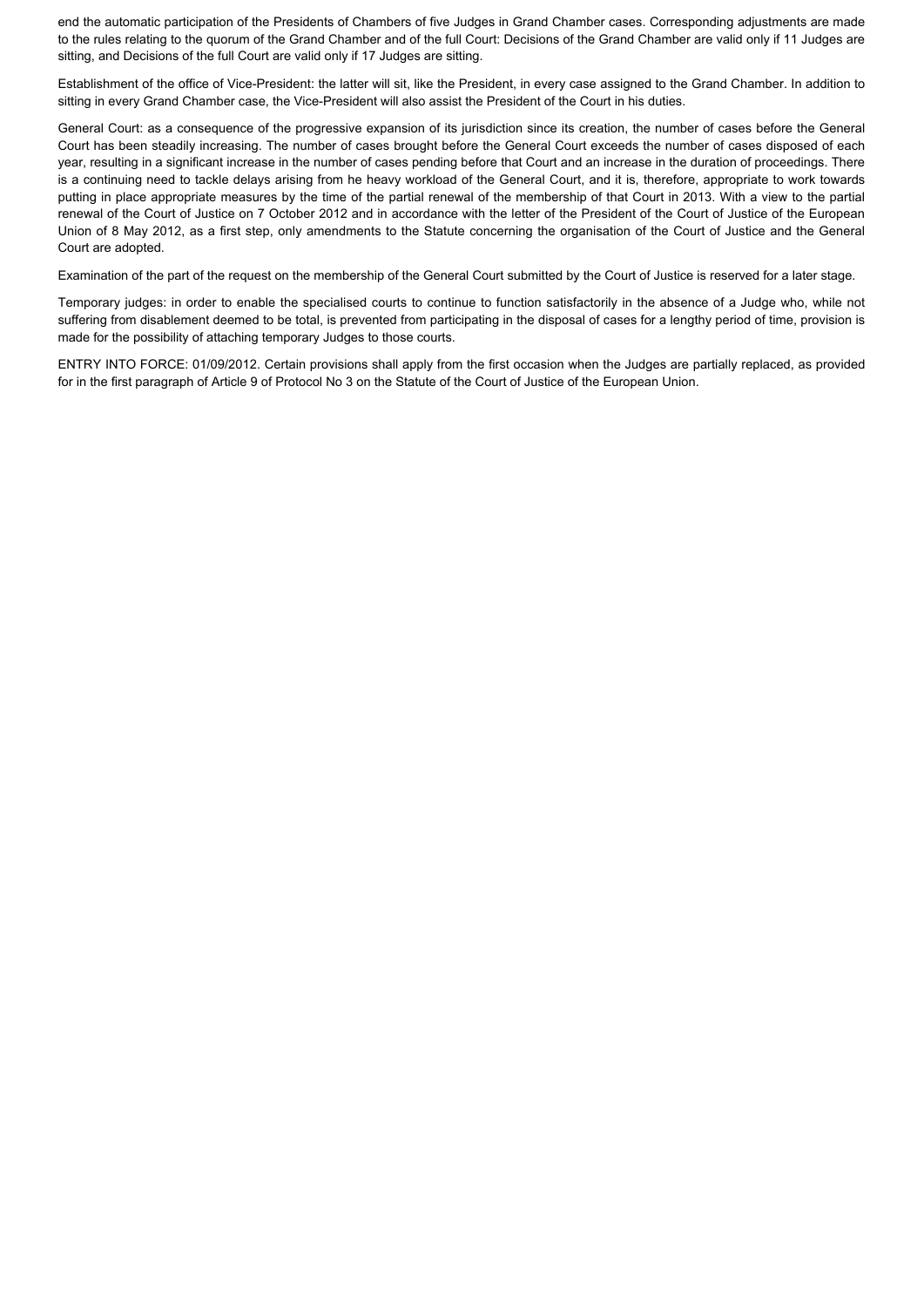end the automatic participation of the Presidents of Chambers of five Judges in Grand Chamber cases. Corresponding adjustments are made to the rules relating to the quorum of the Grand Chamber and of the full Court: Decisions of the Grand Chamber are valid only if 11 Judges are sitting, and Decisions of the full Court are valid only if 17 Judges are sitting.

Establishment of the office of Vice-President: the latter will sit, like the President, in every case assigned to the Grand Chamber. In addition to sitting in every Grand Chamber case, the Vice-President will also assist the President of the Court in his duties.

General Court: as a consequence of the progressive expansion of its jurisdiction since its creation, the number of cases before the General Court has been steadily increasing. The number of cases brought before the General Court exceeds the number of cases disposed of each year, resulting in a significant increase in the number of cases pending before that Court and an increase in the duration of proceedings. There is a continuing need to tackle delays arising from he heavy workload of the General Court, and it is, therefore, appropriate to work towards putting in place appropriate measures by the time of the partial renewal of the membership of that Court in 2013. With a view to the partial renewal of the Court of Justice on 7 October 2012 and in accordance with the letter of the President of the Court of Justice of the European Union of 8 May 2012, as a first step, only amendments to the Statute concerning the organisation of the Court of Justice and the General Court are adopted.

Examination of the part of the request on the membership of the General Court submitted by the Court of Justice is reserved for a later stage.

Temporary judges: in order to enable the specialised courts to continue to function satisfactorily in the absence of a Judge who, while not suffering from disablement deemed to be total, is prevented from participating in the disposal of cases for a lengthy period of time, provision is made for the possibility of attaching temporary Judges to those courts.

ENTRY INTO FORCE: 01/09/2012. Certain provisions shall apply from the first occasion when the Judges are partially replaced, as provided for in the first paragraph of Article 9 of Protocol No 3 on the Statute of the Court of Justice of the European Union.